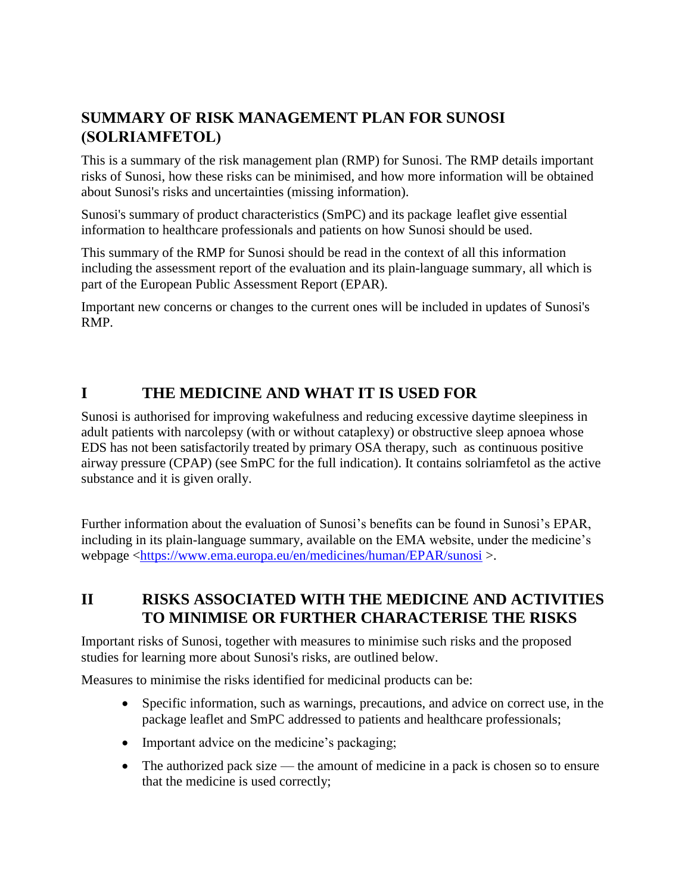# SUMMARY OF RISK MANAGEMENT PLAN FOR SUNOSI (SOLRIAMFETOL)

This is a summary of the risk management plan (RMP) for Sunosi. The RMP details important risks of Sunosi, how these risks can be minimised, and how more information will be obtained about Sunosi's risks and uncertainties (missing information).

Sunosi's summary of product characteristics (SmPC) and its package leaflet give essential information to healthcare professionals and patients on how Sunosi should be used.

This summary of the RMP for Sunosi should be read in the context of all this information including the assessment report of the evaluation and its plain-language summary, all which is part of the European Public Assessment Report (EPAR).

Important new concerns or changes to the current ones will be included in updates of Sunosi's RMP.

## I THE MEDICINE AND WHAT IT IS USED FOR

Sunosi is authorised for improving wakefulness and reducing excessive daytime sleepiness in adult patients with narcolepsy (with or without cataplexy) or obstructive sleep apnoea whose EDS has not been satisfactorily treated by primary OSA therapy, such as continuous positive airway pressure (CPAP) (see SmPC for the full indication). It contains solriamfetol as the active substance and it is given orally.

Further information about the evaluation of Sunosi's benefits can be found in Sunosi's EPAR, including in its plain-language summary, available on the EMA website, under the medicine's webpage <https://www.ema.europa.eu/en/medicines/human/EPAR/sunosi >.

## II RISKS ASSOCIATED WITH THE MEDICINE AND ACTIVITIES TO MINIMISE OR FURTHER CHARACTERISE THE RISKS

Important risks of Sunosi, together with measures to minimise such risks and the proposed studies for learning more about Sunosi's risks, are outlined below.

Measures to minimise the risks identified for medicinal products can be:

- Specific information, such as warnings, precautions, and advice on correct use, in the package leaflet and SmPC addressed to patients and healthcare professionals;
- Important advice on the medicine's packaging;
- The authorized pack size — the amount of medicine in a pack is chosen so to ensure that the medicine is used correctly;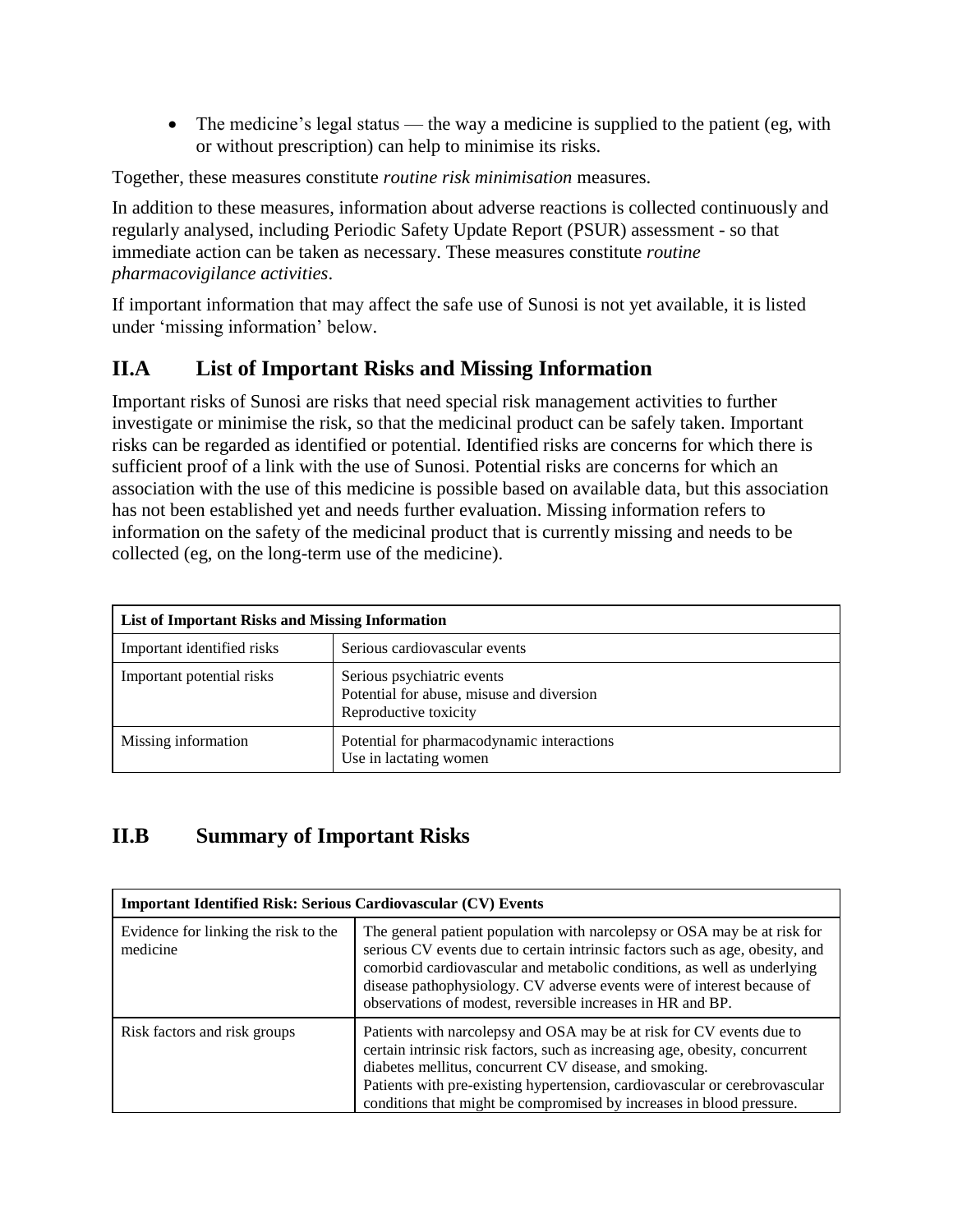- The medicine's legal status — the way a medicine is supplied to the patient (eg, with or without prescription) can help to minimise its risks.

Together, these measures constitute *routine risk minimisation* measures.

In addition to these measures, information about adverse reactions is collected continuously and regularly analysed, including Periodic Safety Update Report (PSUR) assessment - so that immediate action can be taken as necessary. These measures constitute *routine pharmacovigilance activities*.

If important information that may affect the safe use of Sunosi is not yet available, it is listed under 'missing information' below.

## II.A List of Important Risks and Missing Information

Important risks of Sunosi are risks that need special risk management activities to further investigate or minimise the risk, so that the medicinal product can be safely taken. Important risks can be regarded as identified or potential. Identified risks are concerns for which there is sufficient proof of a link with the use of Sunosi. Potential risks are concerns for which an association with the use of this medicine is possible based on available data, but this association has not been established yet and needs further evaluation. Missing information refers to information on the safety of the medicinal product that is currently missing and needs to be collected (eg, on the long-term use of the medicine).

| **List of Important Risks and Missing Information** | |
|---|---|
| Important identified risks | Serious cardiovascular events |
| Important potential risks | Serious psychiatric events<br>Potential for abuse, misuse and diversion<br>Reproductive toxicity |
| Missing information | Potential for pharmacodynamic interactions<br>Use in lactating women |

## II.B Summary of Important Risks

| **Important Identified Risk: Serious Cardiovascular (CV) Events** | |
|---|---|
| Evidence for linking the risk to the medicine | The general patient population with narcolepsy or OSA may be at risk for serious CV events due to certain intrinsic factors such as age, obesity, and comorbid cardiovascular and metabolic conditions, as well as underlying disease pathophysiology. CV adverse events were of interest because of observations of modest, reversible increases in HR and BP. |
| Risk factors and risk groups | Patients with narcolepsy and OSA may be at risk for CV events due to certain intrinsic risk factors, such as increasing age, obesity, concurrent diabetes mellitus, concurrent CV disease, and smoking.<br>Patients with pre-existing hypertension, cardiovascular or cerebrovascular conditions that might be compromised by increases in blood pressure. |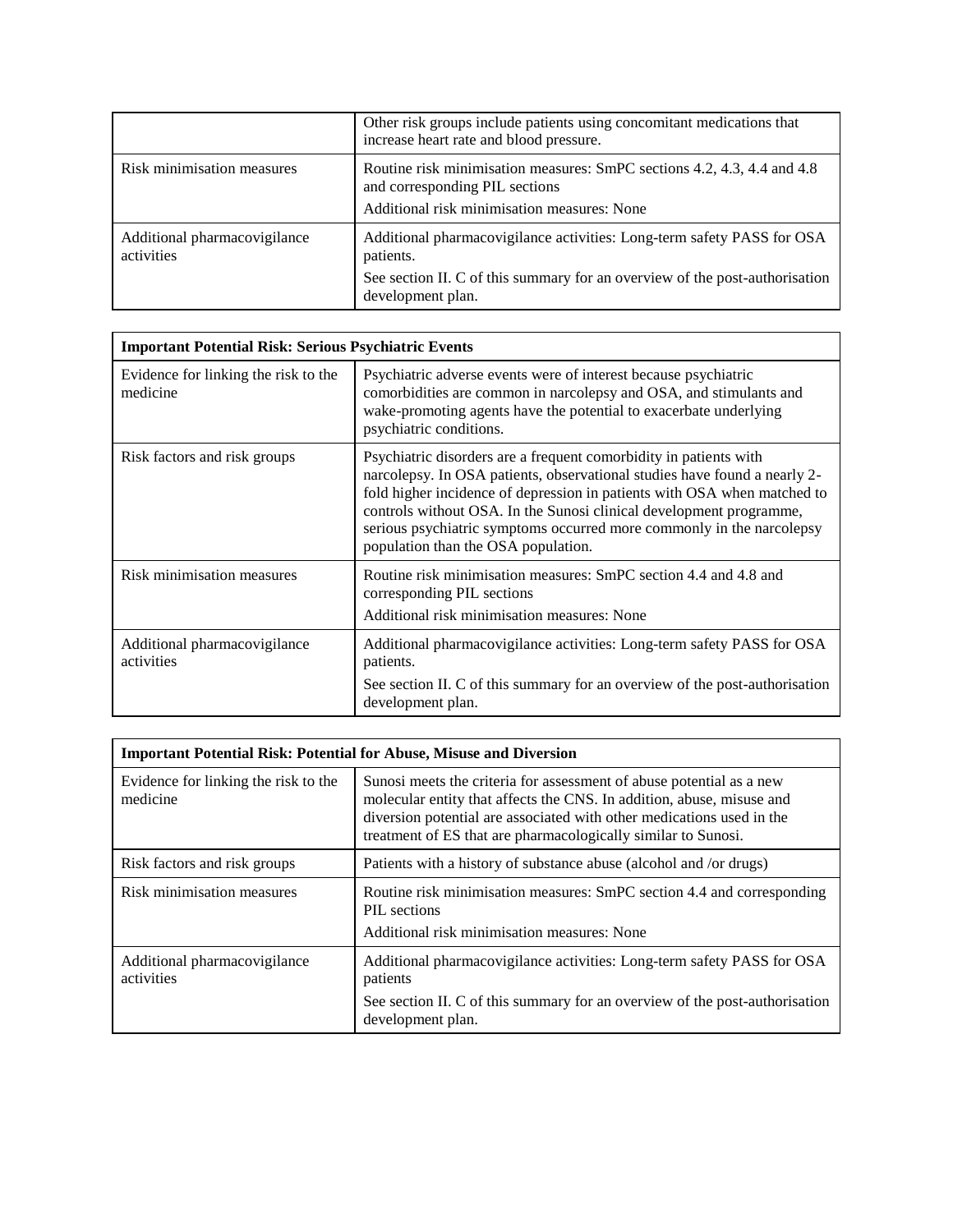| | |
|---|---|
| | Other risk groups include patients using concomitant medications that increase heart rate and blood pressure. |
| Risk minimisation measures | Routine risk minimisation measures: SmPC sections 4.2, 4.3, 4.4 and 4.8 and corresponding PIL sections<br>Additional risk minimisation measures: None |
| Additional pharmacovigilance activities | Additional pharmacovigilance activities: Long-term safety PASS for OSA patients.<br>See section II. C of this summary for an overview of the post-authorisation development plan. |

| **Important Potential Risk: Serious Psychiatric Events** | |
|---|---|
| Evidence for linking the risk to the medicine | Psychiatric adverse events were of interest because psychiatric comorbidities are common in narcolepsy and OSA, and stimulants and wake-promoting agents have the potential to exacerbate underlying psychiatric conditions. |
| Risk factors and risk groups | Psychiatric disorders are a frequent comorbidity in patients with narcolepsy. In OSA patients, observational studies have found a nearly 2-fold higher incidence of depression in patients with OSA when matched to controls without OSA. In the Sunosi clinical development programme, serious psychiatric symptoms occurred more commonly in the narcolepsy population than the OSA population. |
| Risk minimisation measures | Routine risk minimisation measures: SmPC section 4.4 and 4.8 and corresponding PIL sections<br>Additional risk minimisation measures: None |
| Additional pharmacovigilance activities | Additional pharmacovigilance activities: Long-term safety PASS for OSA patients.<br>See section II. C of this summary for an overview of the post-authorisation development plan. |

| **Important Potential Risk: Potential for Abuse, Misuse and Diversion** | |
|---|---|
| Evidence for linking the risk to the medicine | Sunosi meets the criteria for assessment of abuse potential as a new molecular entity that affects the CNS. In addition, abuse, misuse and diversion potential are associated with other medications used in the treatment of ES that are pharmacologically similar to Sunosi. |
| Risk factors and risk groups | Patients with a history of substance abuse (alcohol and /or drugs) |
| Risk minimisation measures | Routine risk minimisation measures: SmPC section 4.4 and corresponding PIL sections<br>Additional risk minimisation measures: None |
| Additional pharmacovigilance activities | Additional pharmacovigilance activities: Long-term safety PASS for OSA patients<br>See section II. C of this summary for an overview of the post-authorisation development plan. |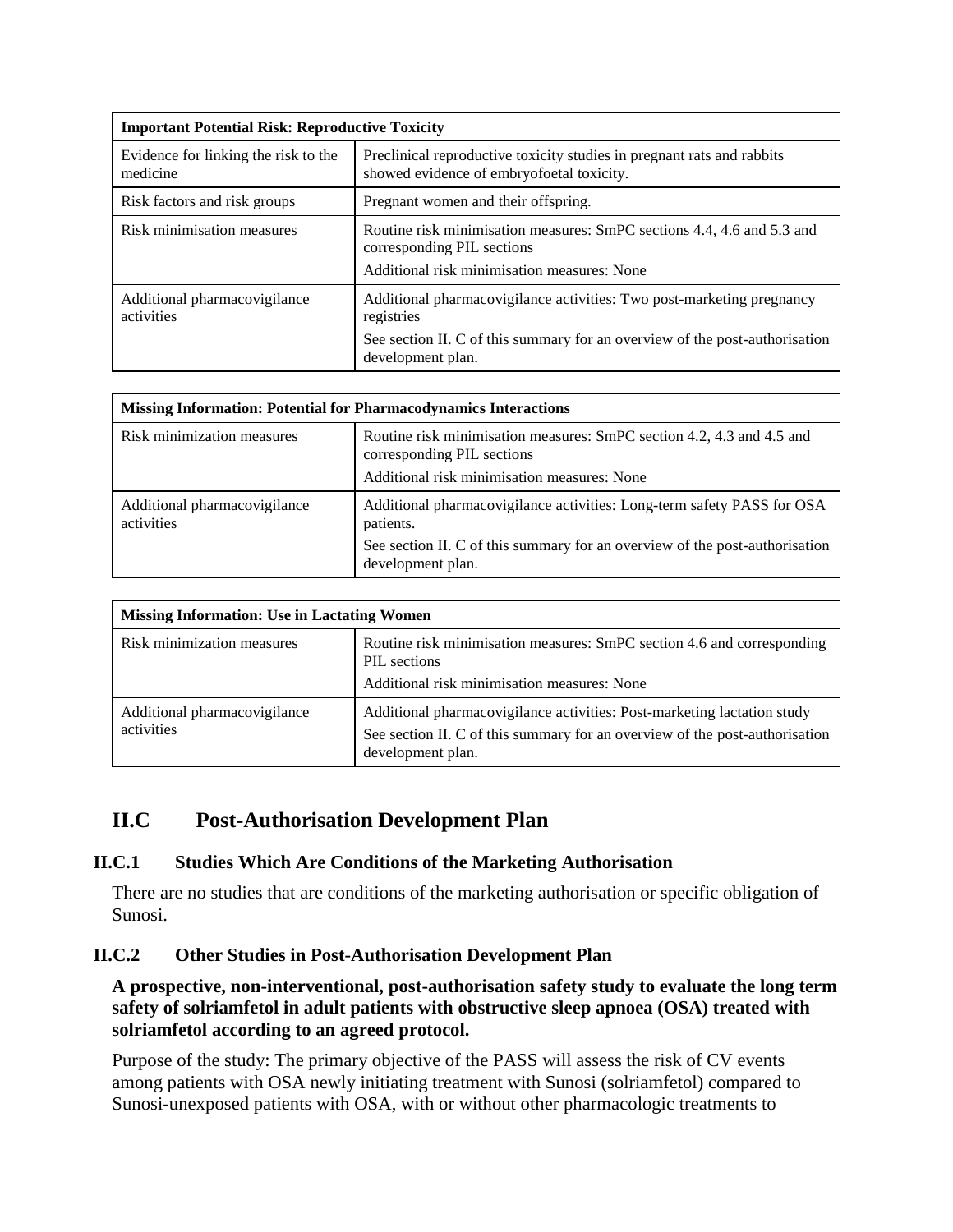| **Important Potential Risk: Reproductive Toxicity** | |
|---|---|
| Evidence for linking the risk to the medicine | Preclinical reproductive toxicity studies in pregnant rats and rabbits showed evidence of embryofoetal toxicity. |
| Risk factors and risk groups | Pregnant women and their offspring. |
| Risk minimisation measures | Routine risk minimisation measures: SmPC sections 4.4, 4.6 and 5.3 and corresponding PIL sections<br>Additional risk minimisation measures: None |
| Additional pharmacovigilance activities | Additional pharmacovigilance activities: Two post-marketing pregnancy registries<br>See section II. C of this summary for an overview of the post-authorisation development plan. |

| **Missing Information: Potential for Pharmacodynamics Interactions** | |
|---|---|
| Risk minimization measures | Routine risk minimisation measures: SmPC section 4.2, 4.3 and 4.5 and corresponding PIL sections<br>Additional risk minimisation measures: None |
| Additional pharmacovigilance activities | Additional pharmacovigilance activities: Long-term safety PASS for OSA patients.<br>See section II. C of this summary for an overview of the post-authorisation development plan. |

| **Missing Information: Use in Lactating Women** | |
|---|---|
| Risk minimization measures | Routine risk minimisation measures: SmPC section 4.6 and corresponding PIL sections<br>Additional risk minimisation measures: None |
| Additional pharmacovigilance activities | Additional pharmacovigilance activities: Post-marketing lactation study<br>See section II. C of this summary for an overview of the post-authorisation development plan. |

## II.C Post-Authorisation Development Plan

### II.C.1 Studies Which Are Conditions of the Marketing Authorisation

There are no studies that are conditions of the marketing authorisation or specific obligation of Sunosi.

### II.C.2 Other Studies in Post-Authorisation Development Plan

**A prospective, non-interventional, post-authorisation safety study to evaluate the long term safety of solriamfetol in adult patients with obstructive sleep apnoea (OSA) treated with solriamfetol according to an agreed protocol.**

Purpose of the study: The primary objective of the PASS will assess the risk of CV events among patients with OSA newly initiating treatment with Sunosi (solriamfetol) compared to Sunosi-unexposed patients with OSA, with or without other pharmacologic treatments to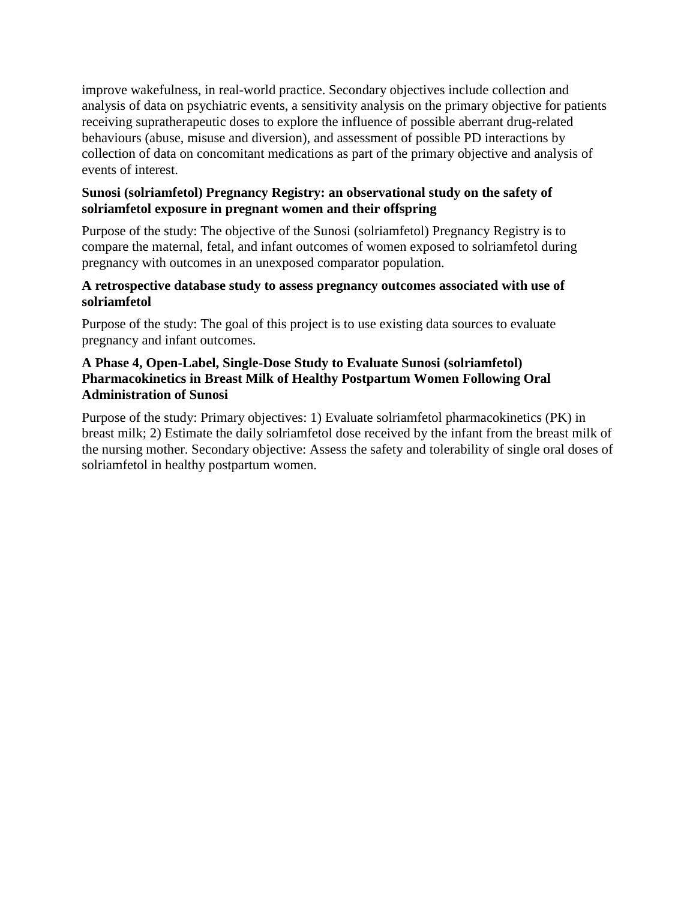improve wakefulness, in real-world practice. Secondary objectives include collection and analysis of data on psychiatric events, a sensitivity analysis on the primary objective for patients receiving supratherapeutic doses to explore the influence of possible aberrant drug-related behaviours (abuse, misuse and diversion), and assessment of possible PD interactions by collection of data on concomitant medications as part of the primary objective and analysis of events of interest.

**Sunosi (solriamfetol) Pregnancy Registry: an observational study on the safety of solriamfetol exposure in pregnant women and their offspring**

Purpose of the study: The objective of the Sunosi (solriamfetol) Pregnancy Registry is to compare the maternal, fetal, and infant outcomes of women exposed to solriamfetol during pregnancy with outcomes in an unexposed comparator population.

**A retrospective database study to assess pregnancy outcomes associated with use of solriamfetol**

Purpose of the study: The goal of this project is to use existing data sources to evaluate pregnancy and infant outcomes.

**A Phase 4, Open-Label, Single-Dose Study to Evaluate Sunosi (solriamfetol) Pharmacokinetics in Breast Milk of Healthy Postpartum Women Following Oral Administration of Sunosi**

Purpose of the study: Primary objectives: 1) Evaluate solriamfetol pharmacokinetics (PK) in breast milk; 2) Estimate the daily solriamfetol dose received by the infant from the breast milk of the nursing mother. Secondary objective: Assess the safety and tolerability of single oral doses of solriamfetol in healthy postpartum women.